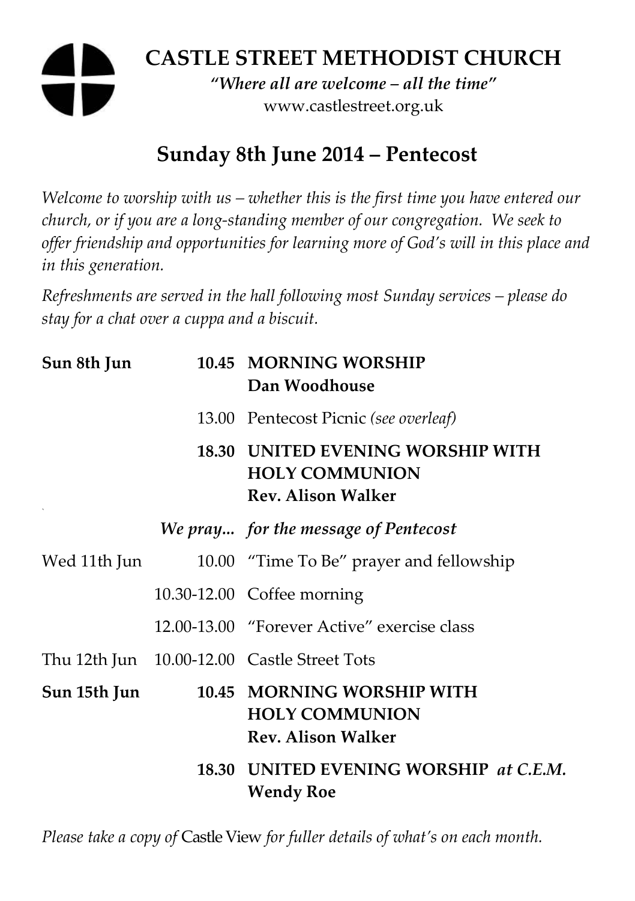# CASTLE STREET METHODIST CHURCH

*"Where all are welcome – all the time"*

www.castlestreet.org.uk

## Sunday 8th June 2014 – Pentecost

*Welcome to worship with us – whether this is the first time you have entered our church, or if you are a long-standing member of our congregation. We seek to offer friendship and opportunities for learning more of God's will in this place and in this generation.*

*Refreshments are served in the hall following most Sunday services – please do stay for a chat over a cuppa and a biscuit.*

| | | |
|---|---|---|
| **Sun 8th Jun** | **10.45** | **MORNING WORSHIP**<br>**Dan Woodhouse** |
| | 13.00 | Pentecost Picnic *(see overleaf)* |
| | **18.30** | **UNITED EVENING WORSHIP WITH HOLY COMMUNION**<br>**Rev. Alison Walker** |
| | ***We pray...*** | ***for the message of Pentecost*** |
| Wed 11th Jun | 10.00 | "Time To Be" prayer and fellowship |
| | 10.30-12.00 | Coffee morning |
| | 12.00-13.00 | "Forever Active" exercise class |
| Thu 12th Jun | 10.00-12.00 | Castle Street Tots |
| **Sun 15th Jun** | **10.45** | **MORNING WORSHIP WITH HOLY COMMUNION**<br>**Rev. Alison Walker** |
| | **18.30** | **UNITED EVENING WORSHIP *at C.E.M.***<br>**Wendy Roe** |

*Please take a copy of* Castle View *for fuller details of what's on each month.*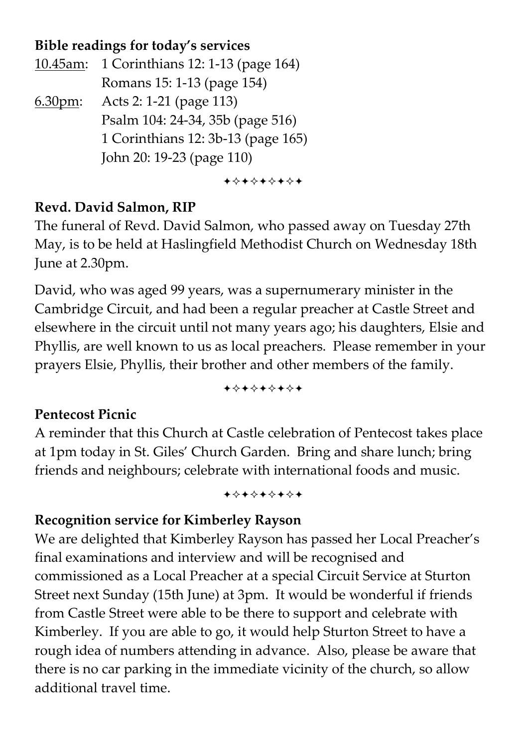**Bible readings for today's services**

10.45am: 1 Corinthians 12: 1-13 (page 164)
Romans 15: 1-13 (page 154)

6.30pm: Acts 2: 1-21 (page 113)
Psalm 104: 24-34, 35b (page 516)
1 Corinthians 12: 3b-13 (page 165)
John 20: 19-23 (page 110)

✦✧✦✧✦✧✦✧✦

**Revd. David Salmon, RIP**

The funeral of Revd. David Salmon, who passed away on Tuesday 27th May, is to be held at Haslingfield Methodist Church on Wednesday 18th June at 2.30pm.

David, who was aged 99 years, was a supernumerary minister in the Cambridge Circuit, and had been a regular preacher at Castle Street and elsewhere in the circuit until not many years ago; his daughters, Elsie and Phyllis, are well known to us as local preachers. Please remember in your prayers Elsie, Phyllis, their brother and other members of the family.

✦✧✦✧✦✧✦✧✦

**Pentecost Picnic**

A reminder that this Church at Castle celebration of Pentecost takes place at 1pm today in St. Giles' Church Garden. Bring and share lunch; bring friends and neighbours; celebrate with international foods and music.

✦✧✦✧✦✧✦✧✦

**Recognition service for Kimberley Rayson**

We are delighted that Kimberley Rayson has passed her Local Preacher's final examinations and interview and will be recognised and commissioned as a Local Preacher at a special Circuit Service at Sturton Street next Sunday (15th June) at 3pm. It would be wonderful if friends from Castle Street were able to be there to support and celebrate with Kimberley. If you are able to go, it would help Sturton Street to have a rough idea of numbers attending in advance. Also, please be aware that there is no car parking in the immediate vicinity of the church, so allow additional travel time.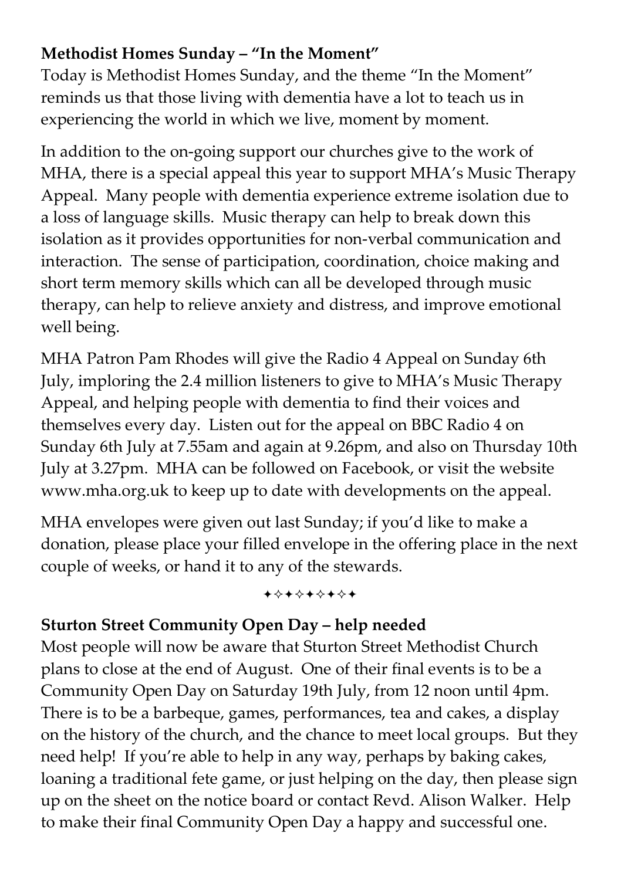**Methodist Homes Sunday – "In the Moment"**

Today is Methodist Homes Sunday, and the theme "In the Moment" reminds us that those living with dementia have a lot to teach us in experiencing the world in which we live, moment by moment.

In addition to the on-going support our churches give to the work of MHA, there is a special appeal this year to support MHA's Music Therapy Appeal. Many people with dementia experience extreme isolation due to a loss of language skills. Music therapy can help to break down this isolation as it provides opportunities for non-verbal communication and interaction. The sense of participation, coordination, choice making and short term memory skills which can all be developed through music therapy, can help to relieve anxiety and distress, and improve emotional well being.

MHA Patron Pam Rhodes will give the Radio 4 Appeal on Sunday 6th July, imploring the 2.4 million listeners to give to MHA's Music Therapy Appeal, and helping people with dementia to find their voices and themselves every day. Listen out for the appeal on BBC Radio 4 on Sunday 6th July at 7.55am and again at 9.26pm, and also on Thursday 10th July at 3.27pm. MHA can be followed on Facebook, or visit the website www.mha.org.uk to keep up to date with developments on the appeal.

MHA envelopes were given out last Sunday; if you'd like to make a donation, please place your filled envelope in the offering place in the next couple of weeks, or hand it to any of the stewards.

✦✧✦✧✦✧✦✧✦

**Sturton Street Community Open Day – help needed**

Most people will now be aware that Sturton Street Methodist Church plans to close at the end of August. One of their final events is to be a Community Open Day on Saturday 19th July, from 12 noon until 4pm. There is to be a barbeque, games, performances, tea and cakes, a display on the history of the church, and the chance to meet local groups. But they need help! If you're able to help in any way, perhaps by baking cakes, loaning a traditional fete game, or just helping on the day, then please sign up on the sheet on the notice board or contact Revd. Alison Walker. Help to make their final Community Open Day a happy and successful one.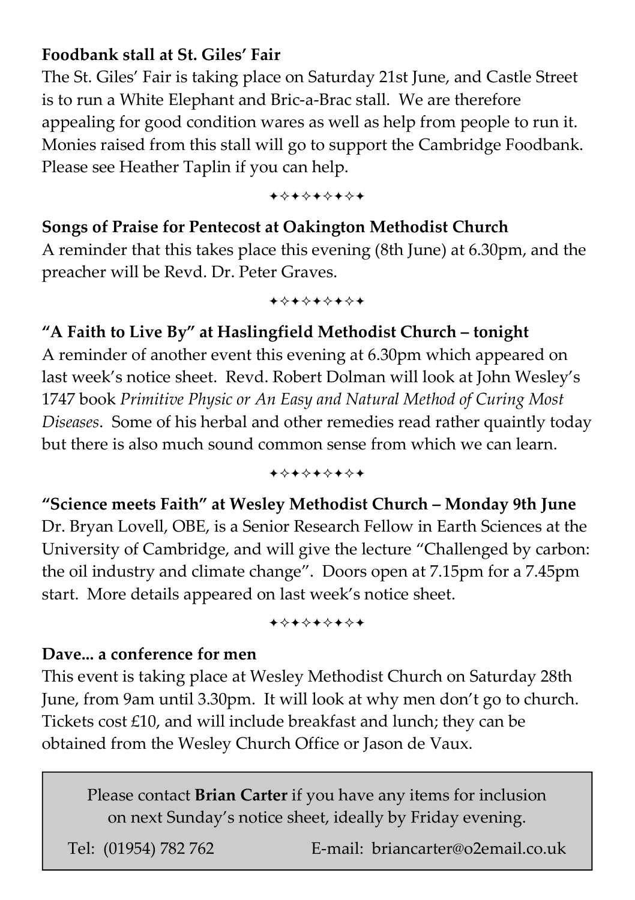**Foodbank stall at St. Giles' Fair**

The St. Giles' Fair is taking place on Saturday 21st June, and Castle Street is to run a White Elephant and Bric-a-Brac stall. We are therefore appealing for good condition wares as well as help from people to run it. Monies raised from this stall will go to support the Cambridge Foodbank. Please see Heather Taplin if you can help.

✦✧✦✧✦✧✦✧✦

**Songs of Praise for Pentecost at Oakington Methodist Church**

A reminder that this takes place this evening (8th June) at 6.30pm, and the preacher will be Revd. Dr. Peter Graves.

✦✧✦✧✦✧✦✧✦

**"A Faith to Live By" at Haslingfield Methodist Church – tonight**

A reminder of another event this evening at 6.30pm which appeared on last week's notice sheet. Revd. Robert Dolman will look at John Wesley's 1747 book *Primitive Physic or An Easy and Natural Method of Curing Most Diseases*. Some of his herbal and other remedies read rather quaintly today but there is also much sound common sense from which we can learn.

✦✧✦✧✦✧✦✧✦

**"Science meets Faith" at Wesley Methodist Church – Monday 9th June**

Dr. Bryan Lovell, OBE, is a Senior Research Fellow in Earth Sciences at the University of Cambridge, and will give the lecture "Challenged by carbon: the oil industry and climate change". Doors open at 7.15pm for a 7.45pm start. More details appeared on last week's notice sheet.

✦✧✦✧✦✧✦✧✦

**Dave... a conference for men**

This event is taking place at Wesley Methodist Church on Saturday 28th June, from 9am until 3.30pm. It will look at why men don't go to church. Tickets cost £10, and will include breakfast and lunch; they can be obtained from the Wesley Church Office or Jason de Vaux.

Please contact **Brian Carter** if you have any items for inclusion on next Sunday's notice sheet, ideally by Friday evening.

Tel: (01954) 782 762 E-mail: briancarter@o2email.co.uk